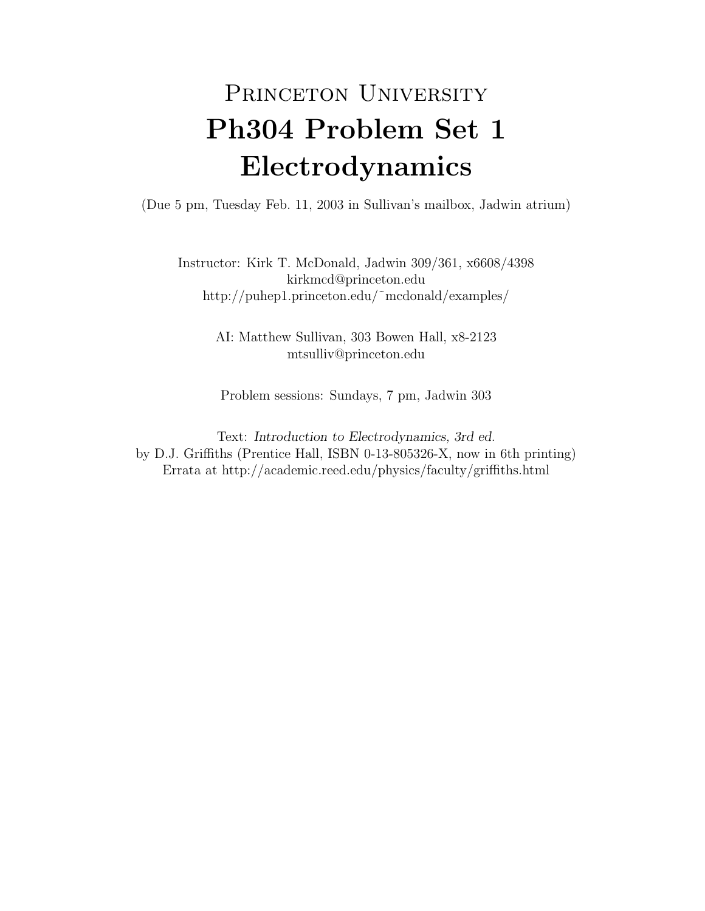# Princeton University
# Ph304 Problem Set 1
# Electrodynamics

(Due 5 pm, Tuesday Feb. 11, 2003 in Sullivan's mailbox, Jadwin atrium)

Instructor: Kirk T. McDonald, Jadwin 309/361, x6608/4398
kirkmcd@princeton.edu
http://puhep1.princeton.edu/~mcdonald/examples/

AI: Matthew Sullivan, 303 Bowen Hall, x8-2123
mtsulliv@princeton.edu

Problem sessions: Sundays, 7 pm, Jadwin 303

Text: *Introduction to Electrodynamics, 3rd ed.*
by D.J. Griffiths (Prentice Hall, ISBN 0-13-805326-X, now in 6th printing)
Errata at http://academic.reed.edu/physics/faculty/griffiths.html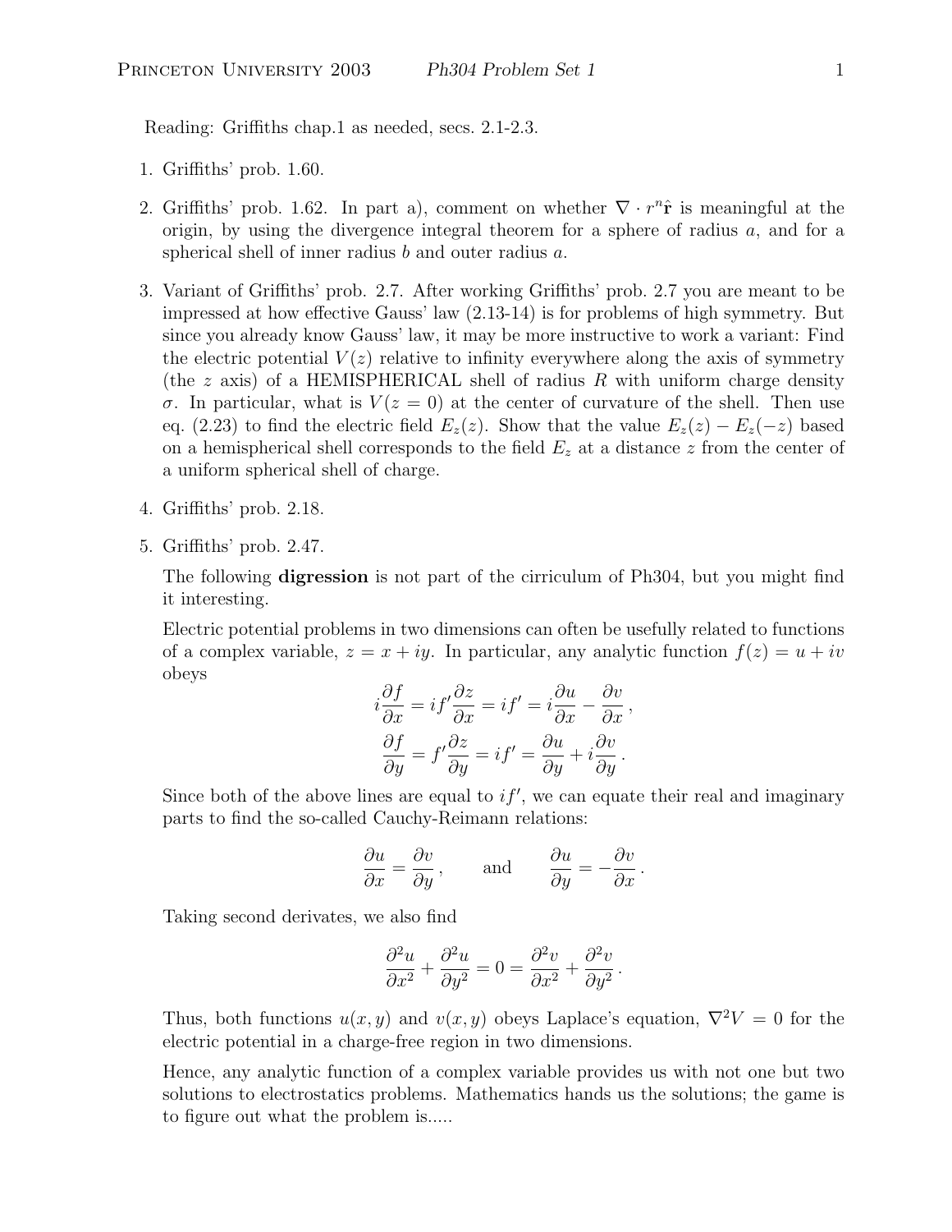Reading: Griffiths chap.1 as needed, secs. 2.1-2.3.

1. Griffiths' prob. 1.60.

2. Griffiths' prob. 1.62. In part a), comment on whether $\nabla \cdot r^n \hat{\mathbf{r}}$ is meaningful at the origin, by using the divergence integral theorem for a sphere of radius $a$, and for a spherical shell of inner radius $b$ and outer radius $a$.

3. Variant of Griffiths' prob. 2.7. After working Griffiths' prob. 2.7 you are meant to be impressed at how effective Gauss' law (2.13-14) is for problems of high symmetry. But since you already know Gauss' law, it may be more instructive to work a variant: Find the electric potential $V(z)$ relative to infinity everywhere along the axis of symmetry (the $z$ axis) of a HEMISPHERICAL shell of radius $R$ with uniform charge density $\sigma$. In particular, what is $V(z = 0)$ at the center of curvature of the shell. Then use eq. (2.23) to find the electric field $E_z(z)$. Show that the value $E_z(z) - E_z(-z)$ based on a hemispherical shell corresponds to the field $E_z$ at a distance $z$ from the center of a uniform spherical shell of charge.

4. Griffiths' prob. 2.18.

5. Griffiths' prob. 2.47.

   The following **digression** is not part of the cirriculum of Ph304, but you might find it interesting.

   Electric potential problems in two dimensions can often be usefully related to functions of a complex variable, $z = x + iy$. In particular, any analytic function $f(z) = u + iv$ obeys

$$i\frac{\partial f}{\partial x} = if'\frac{\partial z}{\partial x} = if' = i\frac{\partial u}{\partial x} - \frac{\partial v}{\partial x}\,,$$

$$\frac{\partial f}{\partial y} = f'\frac{\partial z}{\partial y} = if' = \frac{\partial u}{\partial y} + i\frac{\partial v}{\partial y}\,.$$

   Since both of the above lines are equal to $if'$, we can equate their real and imaginary parts to find the so-called Cauchy-Reimann relations:

$$\frac{\partial u}{\partial x} = \frac{\partial v}{\partial y}\,, \qquad \text{and} \qquad \frac{\partial u}{\partial y} = -\frac{\partial v}{\partial x}\,.$$

   Taking second derivates, we also find

$$\frac{\partial^2 u}{\partial x^2} + \frac{\partial^2 u}{\partial y^2} = 0 = \frac{\partial^2 v}{\partial x^2} + \frac{\partial^2 v}{\partial y^2}\,.$$

   Thus, both functions $u(x, y)$ and $v(x, y)$ obeys Laplace's equation, $\nabla^2 V = 0$ for the electric potential in a charge-free region in two dimensions.

   Hence, any analytic function of a complex variable provides us with not one but two solutions to electrostatics problems. Mathematics hands us the solutions; the game is to figure out what the problem is.....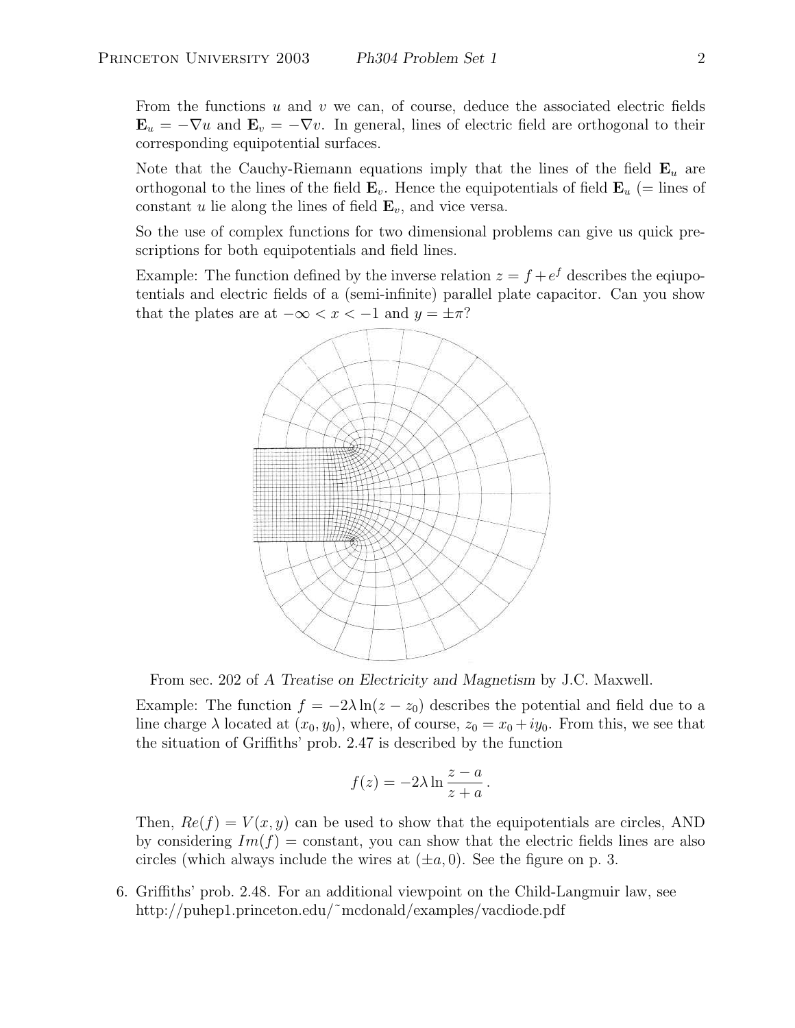From the functions $u$ and $v$ we can, of course, deduce the associated electric fields $\mathbf{E}_u = -\nabla u$ and $\mathbf{E}_v = -\nabla v$. In general, lines of electric field are orthogonal to their corresponding equipotential surfaces.

Note that the Cauchy-Riemann equations imply that the lines of the field $\mathbf{E}_u$ are orthogonal to the lines of the field $\mathbf{E}_v$. Hence the equipotentials of field $\mathbf{E}_u$ (= lines of constant $u$ lie along the lines of field $\mathbf{E}_v$, and vice versa.

So the use of complex functions for two dimensional problems can give us quick prescriptions for both equipotentials and field lines.

Example: The function defined by the inverse relation $z = f + e^f$ describes the eqiupotentials and electric fields of a (semi-infinite) parallel plate capacitor. Can you show that the plates are at $-\infty < x < -1$ and $y = \pm\pi$?

From sec. 202 of *A Treatise on Electricity and Magnetism* by J.C. Maxwell.

Example: The function $f = -2\lambda \ln(z - z_0)$ describes the potential and field due to a line charge $\lambda$ located at $(x_0, y_0)$, where, of course, $z_0 = x_0 + iy_0$. From this, we see that the situation of Griffiths' prob. 2.47 is described by the function

$$f(z) = -2\lambda \ln \frac{z - a}{z + a}.$$

Then, $Re(f) = V(x, y)$ can be used to show that the equipotentials are circles, AND by considering $Im(f) =$ constant, you can show that the electric fields lines are also circles (which always include the wires at $(\pm a, 0)$. See the figure on p. 3.

6. Griffiths' prob. 2.48. For an additional viewpoint on the Child-Langmuir law, see http://puhep1.princeton.edu/˜mcdonald/examples/vacdiode.pdf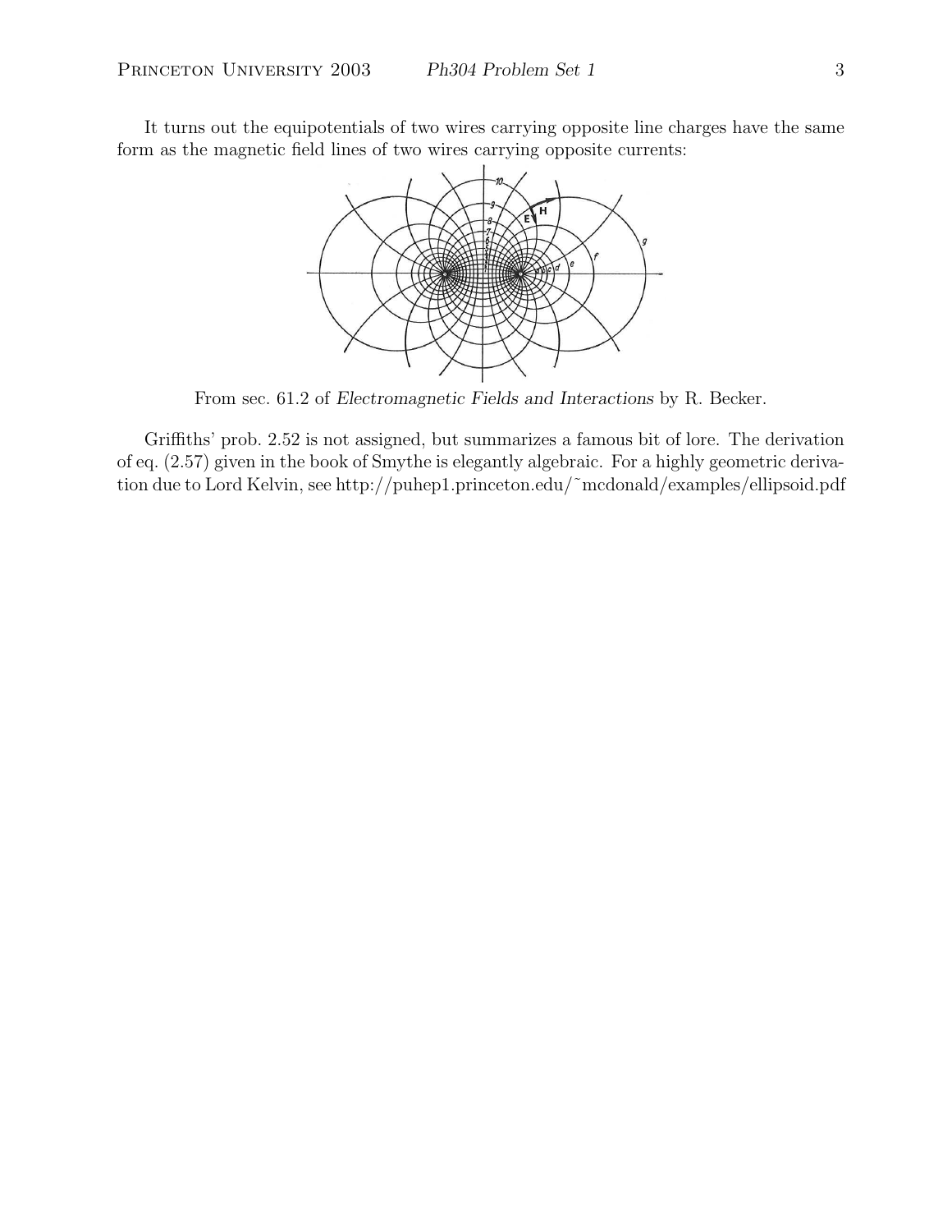It turns out the equipotentials of two wires carrying opposite line charges have the same form as the magnetic field lines of two wires carrying opposite currents:

From sec. 61.2 of *Electromagnetic Fields and Interactions* by R. Becker.

Griffiths' prob. 2.52 is not assigned, but summarizes a famous bit of lore. The derivation of eq. (2.57) given in the book of Smythe is elegantly algebraic. For a highly geometric derivation due to Lord Kelvin, see http://puhep1.princeton.edu/~mcdonald/examples/ellipsoid.pdf